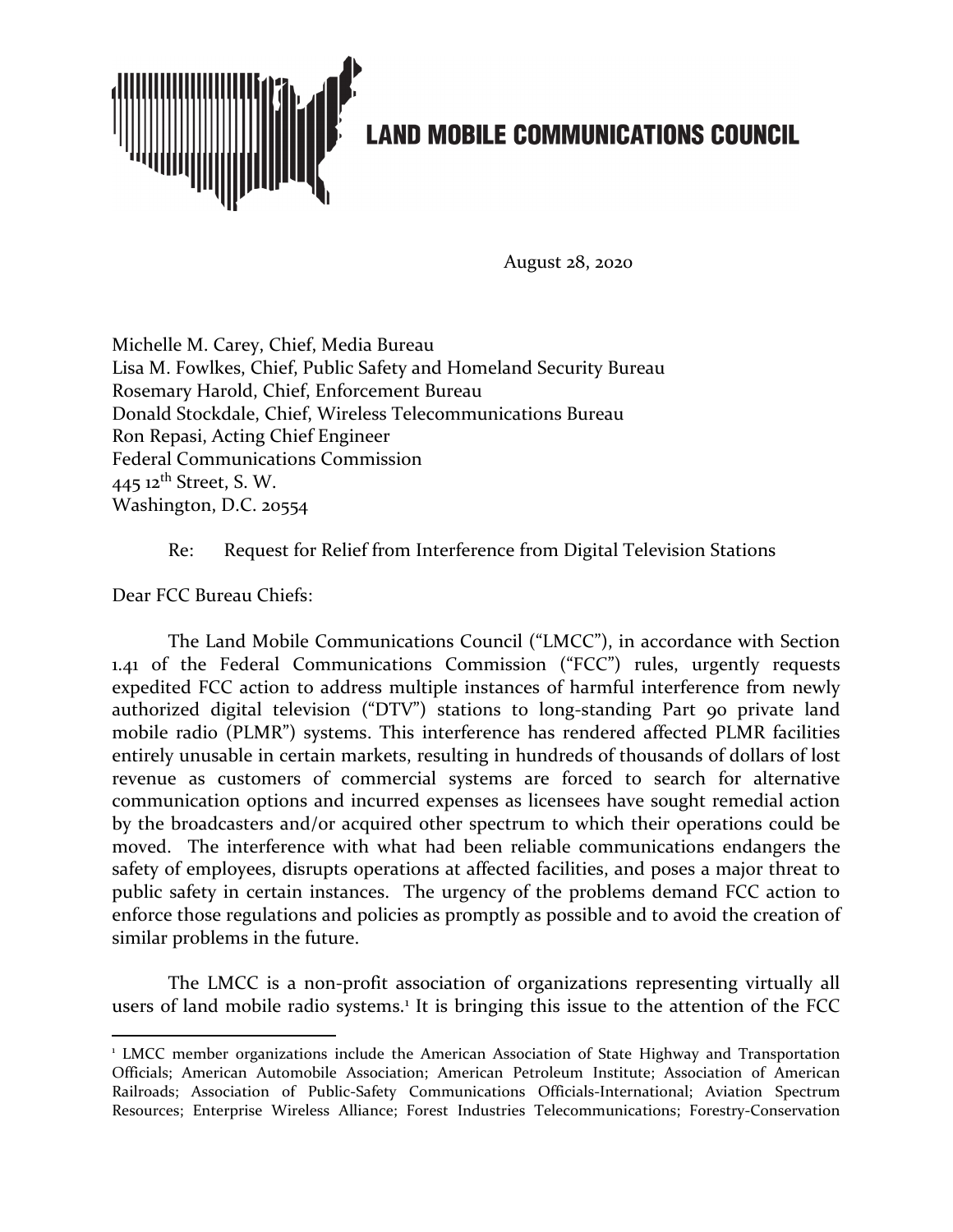# LAND MOBILE COMMUNICATIONS COUNCIL

August 28, 2020

Michelle M. Carey, Chief, Media Bureau
Lisa M. Fowlkes, Chief, Public Safety and Homeland Security Bureau
Rosemary Harold, Chief, Enforcement Bureau
Donald Stockdale, Chief, Wireless Telecommunications Bureau
Ron Repasi, Acting Chief Engineer
Federal Communications Commission
445 12th Street, S. W.
Washington, D.C. 20554

Re: Request for Relief from Interference from Digital Television Stations

Dear FCC Bureau Chiefs:

The Land Mobile Communications Council ("LMCC"), in accordance with Section 1.41 of the Federal Communications Commission ("FCC") rules, urgently requests expedited FCC action to address multiple instances of harmful interference from newly authorized digital television ("DTV") stations to long-standing Part 90 private land mobile radio (PLMR") systems. This interference has rendered affected PLMR facilities entirely unusable in certain markets, resulting in hundreds of thousands of dollars of lost revenue as customers of commercial systems are forced to search for alternative communication options and incurred expenses as licensees have sought remedial action by the broadcasters and/or acquired other spectrum to which their operations could be moved. The interference with what had been reliable communications endangers the safety of employees, disrupts operations at affected facilities, and poses a major threat to public safety in certain instances. The urgency of the problems demand FCC action to enforce those regulations and policies as promptly as possible and to avoid the creation of similar problems in the future.

The LMCC is a non-profit association of organizations representing virtually all users of land mobile radio systems.[1] It is bringing this issue to the attention of the FCC

---

[1] LMCC member organizations include the American Association of State Highway and Transportation Officials; American Automobile Association; American Petroleum Institute; Association of American Railroads; Association of Public-Safety Communications Officials-International; Aviation Spectrum Resources; Enterprise Wireless Alliance; Forest Industries Telecommunications; Forestry-Conservation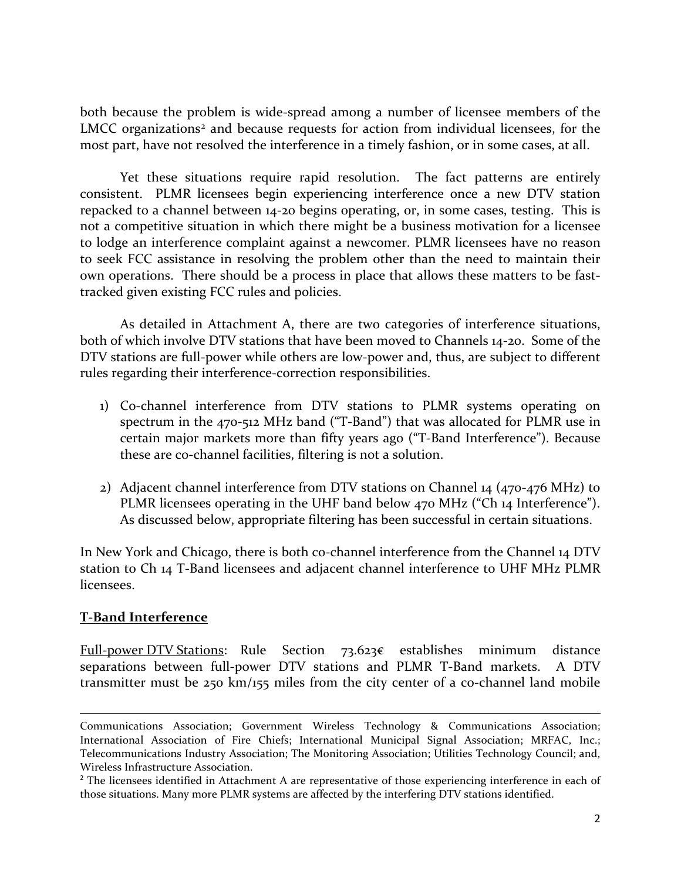both because the problem is wide-spread among a number of licensee members of the LMCC organizations[2] and because requests for action from individual licensees, for the most part, have not resolved the interference in a timely fashion, or in some cases, at all.

Yet these situations require rapid resolution. The fact patterns are entirely consistent. PLMR licensees begin experiencing interference once a new DTV station repacked to a channel between 14-20 begins operating, or, in some cases, testing. This is not a competitive situation in which there might be a business motivation for a licensee to lodge an interference complaint against a newcomer. PLMR licensees have no reason to seek FCC assistance in resolving the problem other than the need to maintain their own operations. There should be a process in place that allows these matters to be fast-tracked given existing FCC rules and policies.

As detailed in Attachment A, there are two categories of interference situations, both of which involve DTV stations that have been moved to Channels 14-20. Some of the DTV stations are full-power while others are low-power and, thus, are subject to different rules regarding their interference-correction responsibilities.

1) Co-channel interference from DTV stations to PLMR systems operating on spectrum in the 470-512 MHz band ("T-Band") that was allocated for PLMR use in certain major markets more than fifty years ago ("T-Band Interference"). Because these are co-channel facilities, filtering is not a solution.

2) Adjacent channel interference from DTV stations on Channel 14 (470-476 MHz) to PLMR licensees operating in the UHF band below 470 MHz ("Ch 14 Interference"). As discussed below, appropriate filtering has been successful in certain situations.

In New York and Chicago, there is both co-channel interference from the Channel 14 DTV station to Ch 14 T-Band licensees and adjacent channel interference to UHF MHz PLMR licensees.

**T-Band Interference**

Full-power DTV Stations: Rule Section 73.623€ establishes minimum distance separations between full-power DTV stations and PLMR T-Band markets. A DTV transmitter must be 250 km/155 miles from the city center of a co-channel land mobile

---

Communications Association; Government Wireless Technology & Communications Association; International Association of Fire Chiefs; International Municipal Signal Association; MRFAC, Inc.; Telecommunications Industry Association; The Monitoring Association; Utilities Technology Council; and, Wireless Infrastructure Association.

[2] The licensees identified in Attachment A are representative of those experiencing interference in each of those situations. Many more PLMR systems are affected by the interfering DTV stations identified.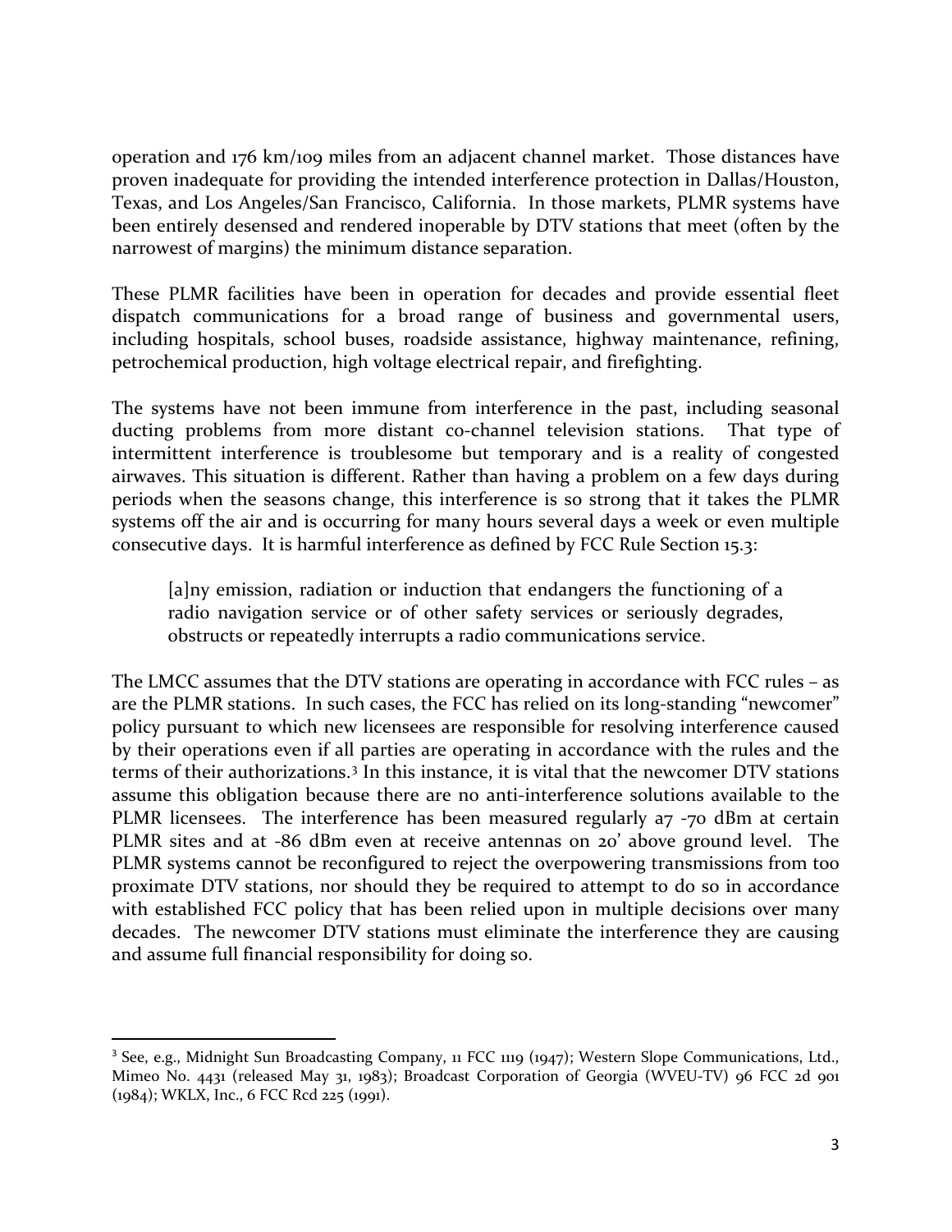operation and 176 km/109 miles from an adjacent channel market. Those distances have proven inadequate for providing the intended interference protection in Dallas/Houston, Texas, and Los Angeles/San Francisco, California. In those markets, PLMR systems have been entirely desensed and rendered inoperable by DTV stations that meet (often by the narrowest of margins) the minimum distance separation.

These PLMR facilities have been in operation for decades and provide essential fleet dispatch communications for a broad range of business and governmental users, including hospitals, school buses, roadside assistance, highway maintenance, refining, petrochemical production, high voltage electrical repair, and firefighting.

The systems have not been immune from interference in the past, including seasonal ducting problems from more distant co-channel television stations. That type of intermittent interference is troublesome but temporary and is a reality of congested airwaves. This situation is different. Rather than having a problem on a few days during periods when the seasons change, this interference is so strong that it takes the PLMR systems off the air and is occurring for many hours several days a week or even multiple consecutive days. It is harmful interference as defined by FCC Rule Section 15.3:

> [a]ny emission, radiation or induction that endangers the functioning of a radio navigation service or of other safety services or seriously degrades, obstructs or repeatedly interrupts a radio communications service.

The LMCC assumes that the DTV stations are operating in accordance with FCC rules – as are the PLMR stations. In such cases, the FCC has relied on its long-standing "newcomer" policy pursuant to which new licensees are responsible for resolving interference caused by their operations even if all parties are operating in accordance with the rules and the terms of their authorizations.[3] In this instance, it is vital that the newcomer DTV stations assume this obligation because there are no anti-interference solutions available to the PLMR licensees. The interference has been measured regularly a7 -70 dBm at certain PLMR sites and at -86 dBm even at receive antennas on 20' above ground level. The PLMR systems cannot be reconfigured to reject the overpowering transmissions from too proximate DTV stations, nor should they be required to attempt to do so in accordance with established FCC policy that has been relied upon in multiple decisions over many decades. The newcomer DTV stations must eliminate the interference they are causing and assume full financial responsibility for doing so.

---

[3] See, e.g., Midnight Sun Broadcasting Company, 11 FCC 1119 (1947); Western Slope Communications, Ltd., Mimeo No. 4431 (released May 31, 1983); Broadcast Corporation of Georgia (WVEU-TV) 96 FCC 2d 901 (1984); WKLX, Inc., 6 FCC Rcd 225 (1991).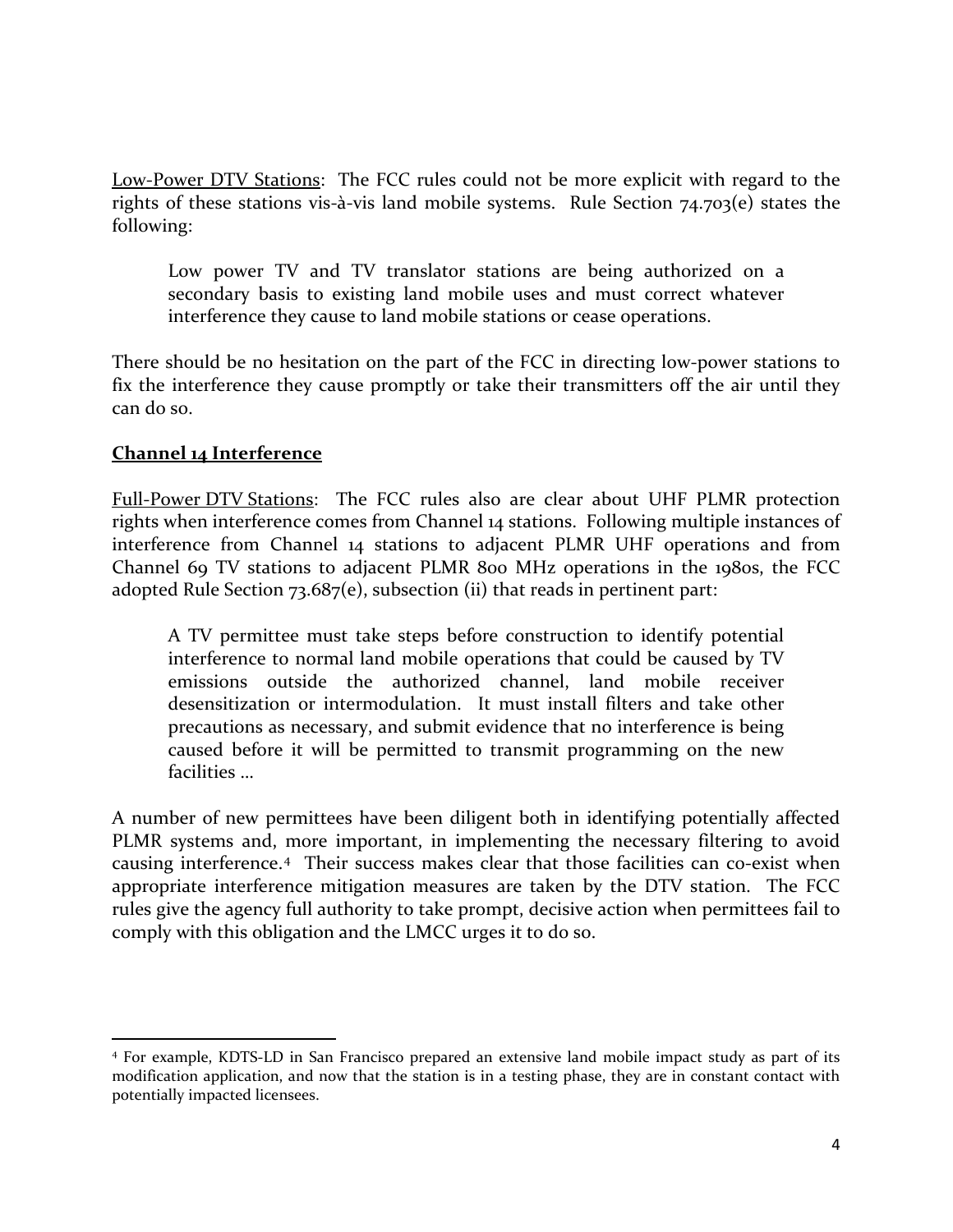Low-Power DTV Stations: The FCC rules could not be more explicit with regard to the rights of these stations vis-à-vis land mobile systems. Rule Section 74.703(e) states the following:

> Low power TV and TV translator stations are being authorized on a secondary basis to existing land mobile uses and must correct whatever interference they cause to land mobile stations or cease operations.

There should be no hesitation on the part of the FCC in directing low-power stations to fix the interference they cause promptly or take their transmitters off the air until they can do so.

## Channel 14 Interference

Full-Power DTV Stations: The FCC rules also are clear about UHF PLMR protection rights when interference comes from Channel 14 stations. Following multiple instances of interference from Channel 14 stations to adjacent PLMR UHF operations and from Channel 69 TV stations to adjacent PLMR 800 MHz operations in the 1980s, the FCC adopted Rule Section 73.687(e), subsection (ii) that reads in pertinent part:

> A TV permittee must take steps before construction to identify potential interference to normal land mobile operations that could be caused by TV emissions outside the authorized channel, land mobile receiver desensitization or intermodulation. It must install filters and take other precautions as necessary, and submit evidence that no interference is being caused before it will be permitted to transmit programming on the new facilities …

A number of new permittees have been diligent both in identifying potentially affected PLMR systems and, more important, in implementing the necessary filtering to avoid causing interference.[4] Their success makes clear that those facilities can co-exist when appropriate interference mitigation measures are taken by the DTV station. The FCC rules give the agency full authority to take prompt, decisive action when permittees fail to comply with this obligation and the LMCC urges it to do so.

---

[4] For example, KDTS-LD in San Francisco prepared an extensive land mobile impact study as part of its modification application, and now that the station is in a testing phase, they are in constant contact with potentially impacted licensees.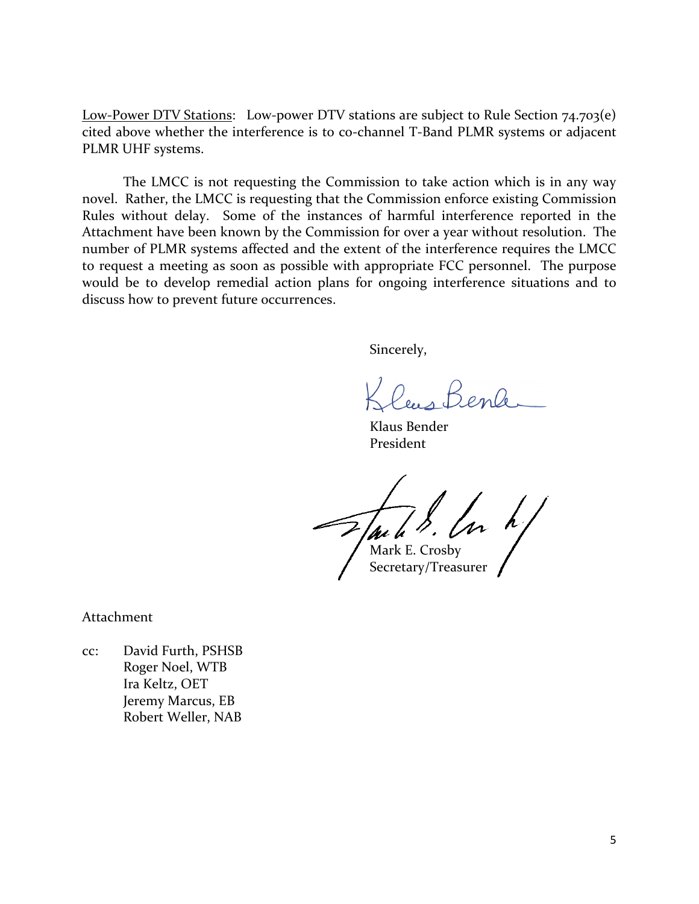Low-Power DTV Stations: Low-power DTV stations are subject to Rule Section 74.703(e) cited above whether the interference is to co-channel T-Band PLMR systems or adjacent PLMR UHF systems.

The LMCC is not requesting the Commission to take action which is in any way novel. Rather, the LMCC is requesting that the Commission enforce existing Commission Rules without delay. Some of the instances of harmful interference reported in the Attachment have been known by the Commission for over a year without resolution. The number of PLMR systems affected and the extent of the interference requires the LMCC to request a meeting as soon as possible with appropriate FCC personnel. The purpose would be to develop remedial action plans for ongoing interference situations and to discuss how to prevent future occurrences.

Sincerely,

Klaus Bender
President

Mark E. Crosby
Secretary/Treasurer

Attachment

cc: David Furth, PSHSB
Roger Noel, WTB
Ira Keltz, OET
Jeremy Marcus, EB
Robert Weller, NAB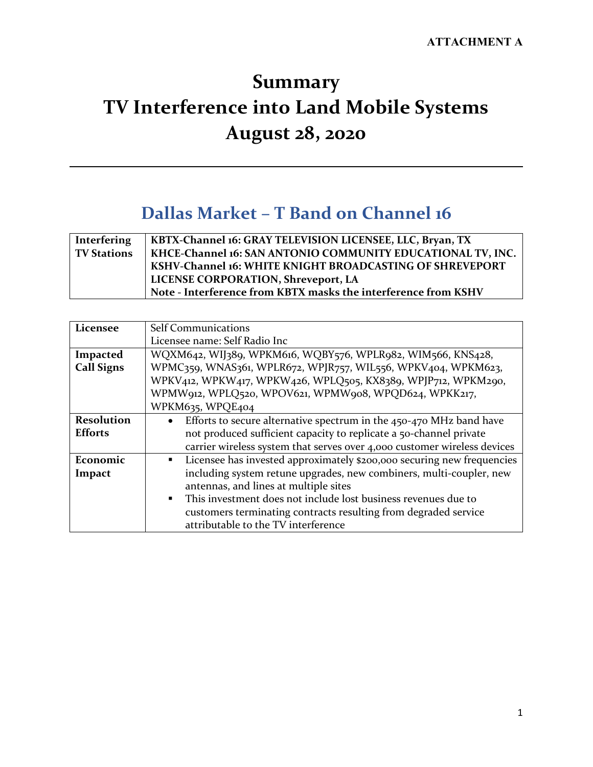**ATTACHMENT A**

# Summary
# TV Interference into Land Mobile Systems
# August 28, 2020

---

## Dallas Market – T Band on Channel 16

| | |
|---|---|
| **Interfering TV Stations** | **KBTX-Channel 16: GRAY TELEVISION LICENSEE, LLC, Bryan, TX**<br>**KHCE-Channel 16: SAN ANTONIO COMMUNITY EDUCATIONAL TV, INC.**<br>**KSHV-Channel 16: WHITE KNIGHT BROADCASTING OF SHREVEPORT LICENSE CORPORATION, Shreveport, LA**<br>**Note - Interference from KBTX masks the interference from KSHV** |

| | |
|---|---|
| **Licensee** | Self Communications<br>Licensee name: Self Radio Inc |
| **Impacted Call Signs** | WQXM642, WIJ389, WPKM616, WQBY576, WPLR982, WIM566, KNS428, WPMC359, WNAS361, WPLR672, WPJR757, WIL556, WPKV404, WPKM623, WPKV412, WPKW417, WPKW426, WPLQ505, KX8389, WPJP712, WPKM290, WPMW912, WPLQ520, WPOV621, WPMW908, WPQD624, WPKK217, WPKM635, WPQE404 |
| **Resolution Efforts** | • Efforts to secure alternative spectrum in the 450-470 MHz band have not produced sufficient capacity to replicate a 50-channel private carrier wireless system that serves over 4,000 customer wireless devices |
| **Economic Impact** | ▪ Licensee has invested approximately $200,000 securing new frequencies including system retune upgrades, new combiners, multi-coupler, new antennas, and lines at multiple sites<br>▪ This investment does not include lost business revenues due to customers terminating contracts resulting from degraded service attributable to the TV interference |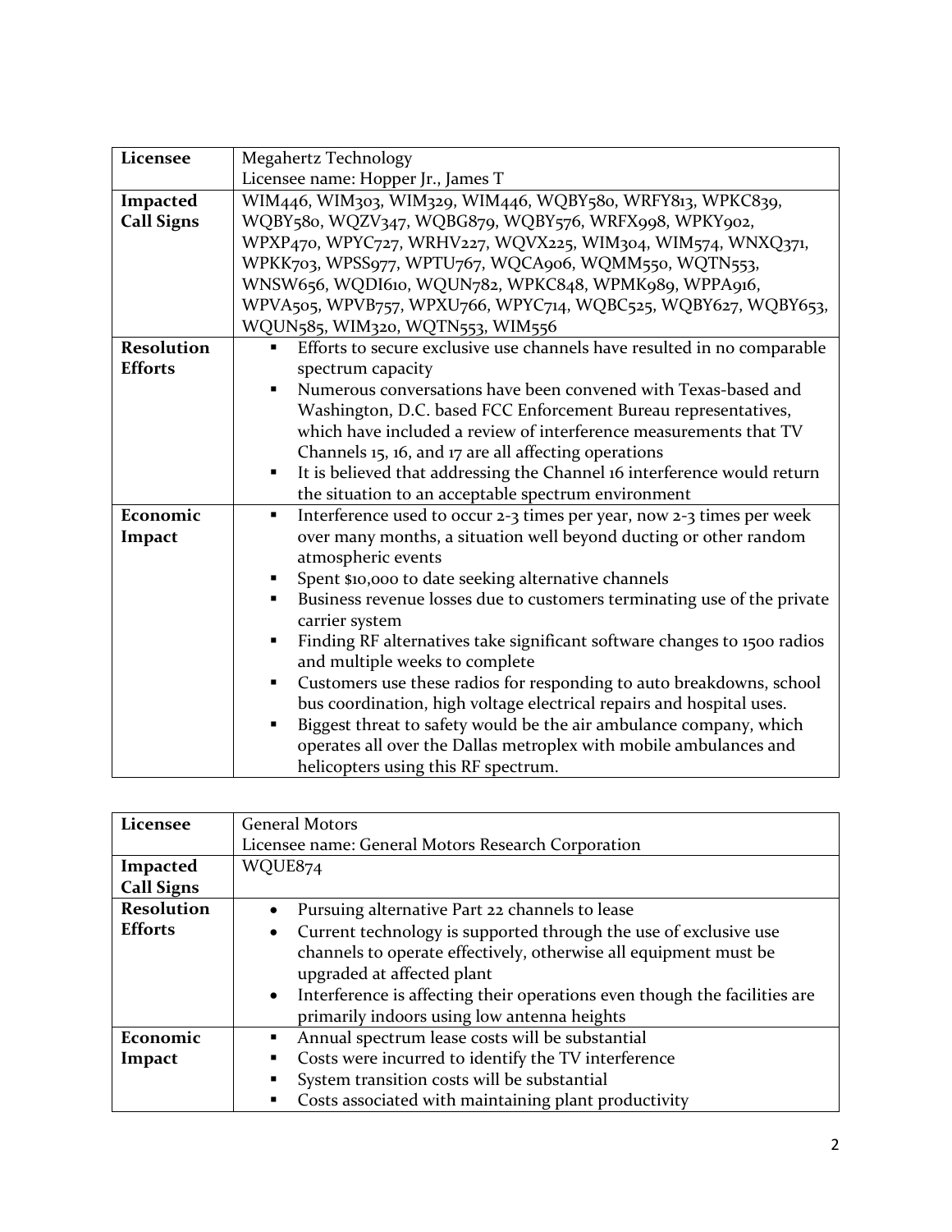| Licensee | Megahertz Technology<br>Licensee name: Hopper Jr., James T |
|---|---|
| Impacted Call Signs | WIM446, WIM303, WIM329, WIM446, WQBY580, WRFY813, WPKC839, WQBY580, WQZV347, WQBG879, WQBY576, WRFX998, WPKY902, WPXP470, WPYC727, WRHV227, WQVX225, WIM304, WIM574, WNXQ371, WPKK703, WPSS977, WPTU767, WQCA906, WQMM550, WQTN553, WNSW656, WQDI610, WQUN782, WPKC848, WPMK989, WPPA916, WPVA505, WPVB757, WPXU766, WPYC714, WQBC525, WQBY627, WQBY653, WQUN585, WIM320, WQTN553, WIM556 |
| Resolution Efforts | ▪ Efforts to secure exclusive use channels have resulted in no comparable spectrum capacity<br>▪ Numerous conversations have been convened with Texas-based and Washington, D.C. based FCC Enforcement Bureau representatives, which have included a review of interference measurements that TV Channels 15, 16, and 17 are all affecting operations<br>▪ It is believed that addressing the Channel 16 interference would return the situation to an acceptable spectrum environment |
| Economic Impact | ▪ Interference used to occur 2-3 times per year, now 2-3 times per week over many months, a situation well beyond ducting or other random atmospheric events<br>▪ Spent $10,000 to date seeking alternative channels<br>▪ Business revenue losses due to customers terminating use of the private carrier system<br>▪ Finding RF alternatives take significant software changes to 1500 radios and multiple weeks to complete<br>▪ Customers use these radios for responding to auto breakdowns, school bus coordination, high voltage electrical repairs and hospital uses.<br>▪ Biggest threat to safety would be the air ambulance company, which operates all over the Dallas metroplex with mobile ambulances and helicopters using this RF spectrum. |

| Licensee | General Motors<br>Licensee name: General Motors Research Corporation |
|---|---|
| Impacted Call Signs | WQUE874 |
| Resolution Efforts | • Pursuing alternative Part 22 channels to lease<br>• Current technology is supported through the use of exclusive use channels to operate effectively, otherwise all equipment must be upgraded at affected plant<br>• Interference is affecting their operations even though the facilities are primarily indoors using low antenna heights |
| Economic Impact | ▪ Annual spectrum lease costs will be substantial<br>▪ Costs were incurred to identify the TV interference<br>▪ System transition costs will be substantial<br>▪ Costs associated with maintaining plant productivity |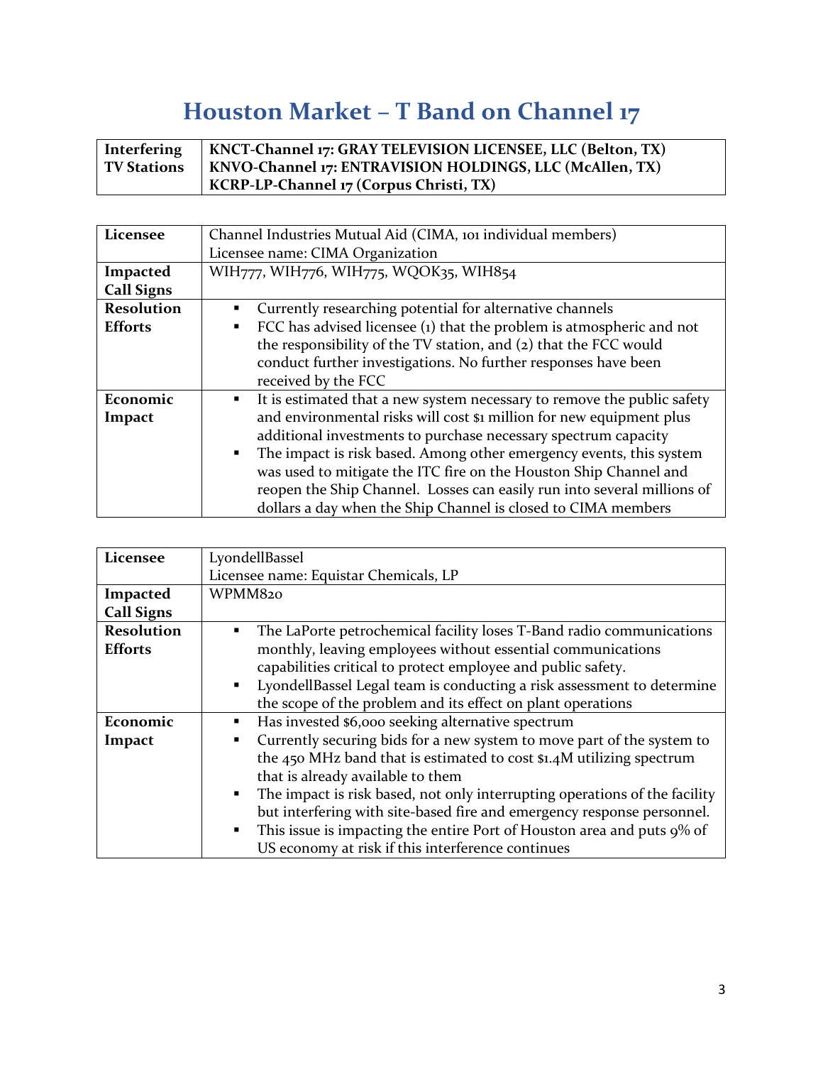# Houston Market – T Band on Channel 17

| Interfering TV Stations | KNCT-Channel 17: GRAY TELEVISION LICENSEE, LLC (Belton, TX)<br>KNVO-Channel 17: ENTRAVISION HOLDINGS, LLC (McAllen, TX)<br>KCRP-LP-Channel 17 (Corpus Christi, TX) |
|---|---|

| Licensee | Channel Industries Mutual Aid (CIMA, 101 individual members)<br>Licensee name: CIMA Organization |
|---|---|
| Impacted Call Signs | WIH777, WIH776, WIH775, WQOK35, WIH854 |
| Resolution Efforts | ▪ Currently researching potential for alternative channels<br>▪ FCC has advised licensee (1) that the problem is atmospheric and not the responsibility of the TV station, and (2) that the FCC would conduct further investigations. No further responses have been received by the FCC |
| Economic Impact | ▪ It is estimated that a new system necessary to remove the public safety and environmental risks will cost $1 million for new equipment plus additional investments to purchase necessary spectrum capacity<br>▪ The impact is risk based. Among other emergency events, this system was used to mitigate the ITC fire on the Houston Ship Channel and reopen the Ship Channel. Losses can easily run into several millions of dollars a day when the Ship Channel is closed to CIMA members |

| Licensee | LyondellBassel<br>Licensee name: Equistar Chemicals, LP |
|---|---|
| Impacted Call Signs | WPMM820 |
| Resolution Efforts | ▪ The LaPorte petrochemical facility loses T-Band radio communications monthly, leaving employees without essential communications capabilities critical to protect employee and public safety.<br>▪ LyondellBassel Legal team is conducting a risk assessment to determine the scope of the problem and its effect on plant operations |
| Economic Impact | ▪ Has invested $6,000 seeking alternative spectrum<br>▪ Currently securing bids for a new system to move part of the system to the 450 MHz band that is estimated to cost $1.4M utilizing spectrum that is already available to them<br>▪ The impact is risk based, not only interrupting operations of the facility but interfering with site-based fire and emergency response personnel.<br>▪ This issue is impacting the entire Port of Houston area and puts 9% of US economy at risk if this interference continues |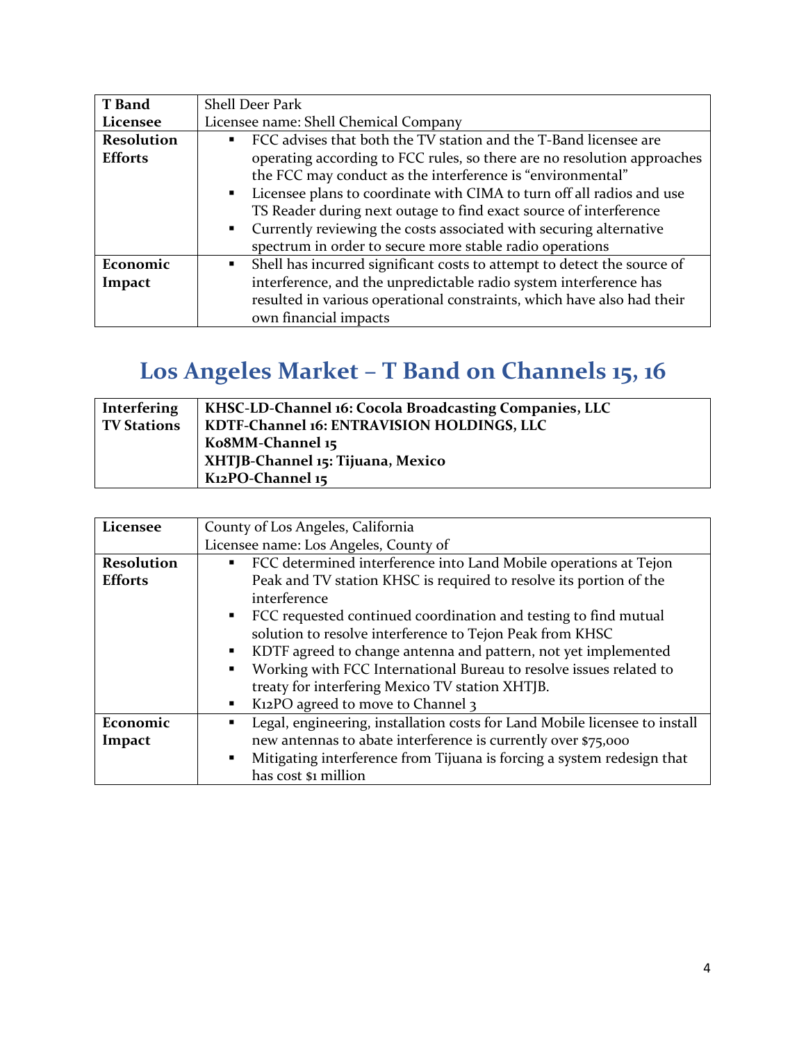| T Band Licensee | Shell Deer Park<br>Licensee name: Shell Chemical Company |
|---|---|
| Resolution Efforts | ▪ FCC advises that both the TV station and the T-Band licensee are operating according to FCC rules, so there are no resolution approaches the FCC may conduct as the interference is "environmental"<br>▪ Licensee plans to coordinate with CIMA to turn off all radios and use TS Reader during next outage to find exact source of interference<br>▪ Currently reviewing the costs associated with securing alternative spectrum in order to secure more stable radio operations |
| Economic Impact | ▪ Shell has incurred significant costs to attempt to detect the source of interference, and the unpredictable radio system interference has resulted in various operational constraints, which have also had their own financial impacts |

## Los Angeles Market – T Band on Channels 15, 16

| Interfering TV Stations | **KHSC-LD-Channel 16: Cocola Broadcasting Companies, LLC**<br>**KDTF-Channel 16: ENTRAVISION HOLDINGS, LLC**<br>**K08MM-Channel 15**<br>**XHTJB-Channel 15: Tijuana, Mexico**<br>**K12PO-Channel 15** |
|---|---|

| Licensee | County of Los Angeles, California<br>Licensee name: Los Angeles, County of |
|---|---|
| Resolution Efforts | ▪ FCC determined interference into Land Mobile operations at Tejon Peak and TV station KHSC is required to resolve its portion of the interference<br>▪ FCC requested continued coordination and testing to find mutual solution to resolve interference to Tejon Peak from KHSC<br>▪ KDTF agreed to change antenna and pattern, not yet implemented<br>▪ Working with FCC International Bureau to resolve issues related to treaty for interfering Mexico TV station XHTJB.<br>▪ K12PO agreed to move to Channel 3 |
| Economic Impact | ▪ Legal, engineering, installation costs for Land Mobile licensee to install new antennas to abate interference is currently over $75,000<br>▪ Mitigating interference from Tijuana is forcing a system redesign that has cost $1 million |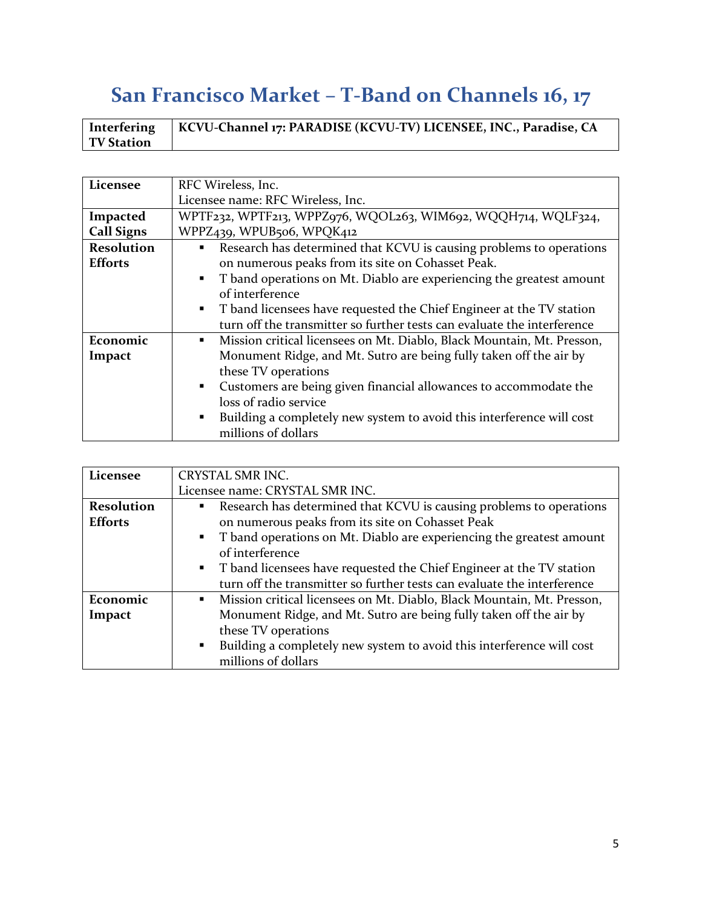# San Francisco Market – T-Band on Channels 16, 17

| Interfering TV Station | KCVU-Channel 17: PARADISE (KCVU-TV) LICENSEE, INC., Paradise, CA |
|---|---|

| Licensee | RFC Wireless, Inc.<br>Licensee name: RFC Wireless, Inc. |
|---|---|
| Impacted Call Signs | WPTF232, WPTF213, WPPZ976, WQOL263, WIM692, WQQH714, WQLF324, WPPZ439, WPUB506, WPQK412 |
| Resolution Efforts | ▪ Research has determined that KCVU is causing problems to operations on numerous peaks from its site on Cohasset Peak.<br>▪ T band operations on Mt. Diablo are experiencing the greatest amount of interference<br>▪ T band licensees have requested the Chief Engineer at the TV station turn off the transmitter so further tests can evaluate the interference |
| Economic Impact | ▪ Mission critical licensees on Mt. Diablo, Black Mountain, Mt. Presson, Monument Ridge, and Mt. Sutro are being fully taken off the air by these TV operations<br>▪ Customers are being given financial allowances to accommodate the loss of radio service<br>▪ Building a completely new system to avoid this interference will cost millions of dollars |

| Licensee | CRYSTAL SMR INC.<br>Licensee name: CRYSTAL SMR INC. |
|---|---|
| Resolution Efforts | ▪ Research has determined that KCVU is causing problems to operations on numerous peaks from its site on Cohasset Peak<br>▪ T band operations on Mt. Diablo are experiencing the greatest amount of interference<br>▪ T band licensees have requested the Chief Engineer at the TV station turn off the transmitter so further tests can evaluate the interference |
| Economic Impact | ▪ Mission critical licensees on Mt. Diablo, Black Mountain, Mt. Presson, Monument Ridge, and Mt. Sutro are being fully taken off the air by these TV operations<br>▪ Building a completely new system to avoid this interference will cost millions of dollars |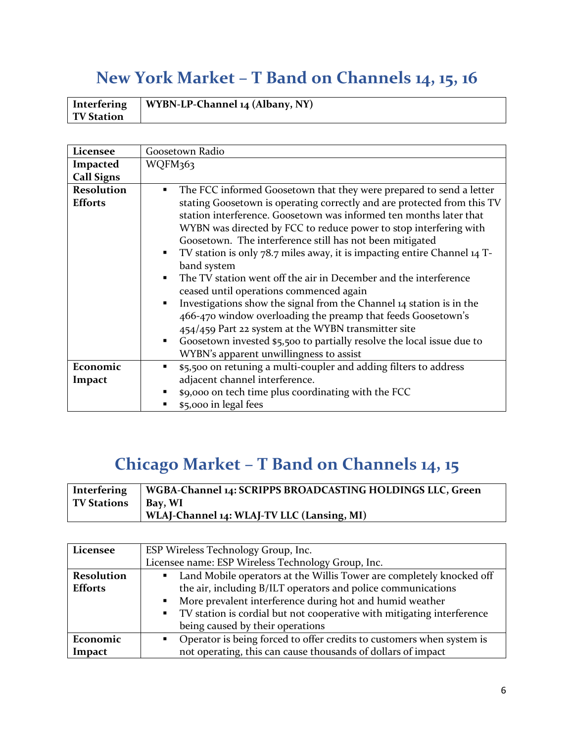## New York Market – T Band on Channels 14, 15, 16

| Interfering TV Station | WYBN-LP-Channel 14 (Albany, NY) |
|---|---|

| Licensee | Goosetown Radio |
|---|---|
| Impacted Call Signs | WQFM363 |
| Resolution Efforts | ▪ The FCC informed Goosetown that they were prepared to send a letter stating Goosetown is operating correctly and are protected from this TV station interference. Goosetown was informed ten months later that WYBN was directed by FCC to reduce power to stop interfering with Goosetown. The interference still has not been mitigated<br>▪ TV station is only 78.7 miles away, it is impacting entire Channel 14 T-band system<br>▪ The TV station went off the air in December and the interference ceased until operations commenced again<br>▪ Investigations show the signal from the Channel 14 station is in the 466-470 window overloading the preamp that feeds Goosetown's 454/459 Part 22 system at the WYBN transmitter site<br>▪ Goosetown invested $5,500 to partially resolve the local issue due to WYBN's apparent unwillingness to assist |
| Economic Impact | ▪ $5,500 on retuning a multi-coupler and adding filters to address adjacent channel interference.<br>▪ $9,000 on tech time plus coordinating with the FCC<br>▪ $5,000 in legal fees |

## Chicago Market – T Band on Channels 14, 15

| Interfering TV Stations | WGBA-Channel 14: SCRIPPS BROADCASTING HOLDINGS LLC, Green Bay, WI<br>WLAJ-Channel 14: WLAJ-TV LLC (Lansing, MI) |
|---|---|

| Licensee | ESP Wireless Technology Group, Inc.<br>Licensee name: ESP Wireless Technology Group, Inc. |
|---|---|
| Resolution Efforts | ▪ Land Mobile operators at the Willis Tower are completely knocked off the air, including B/ILT operators and police communications<br>▪ More prevalent interference during hot and humid weather<br>▪ TV station is cordial but not cooperative with mitigating interference being caused by their operations |
| Economic Impact | ▪ Operator is being forced to offer credits to customers when system is not operating, this can cause thousands of dollars of impact |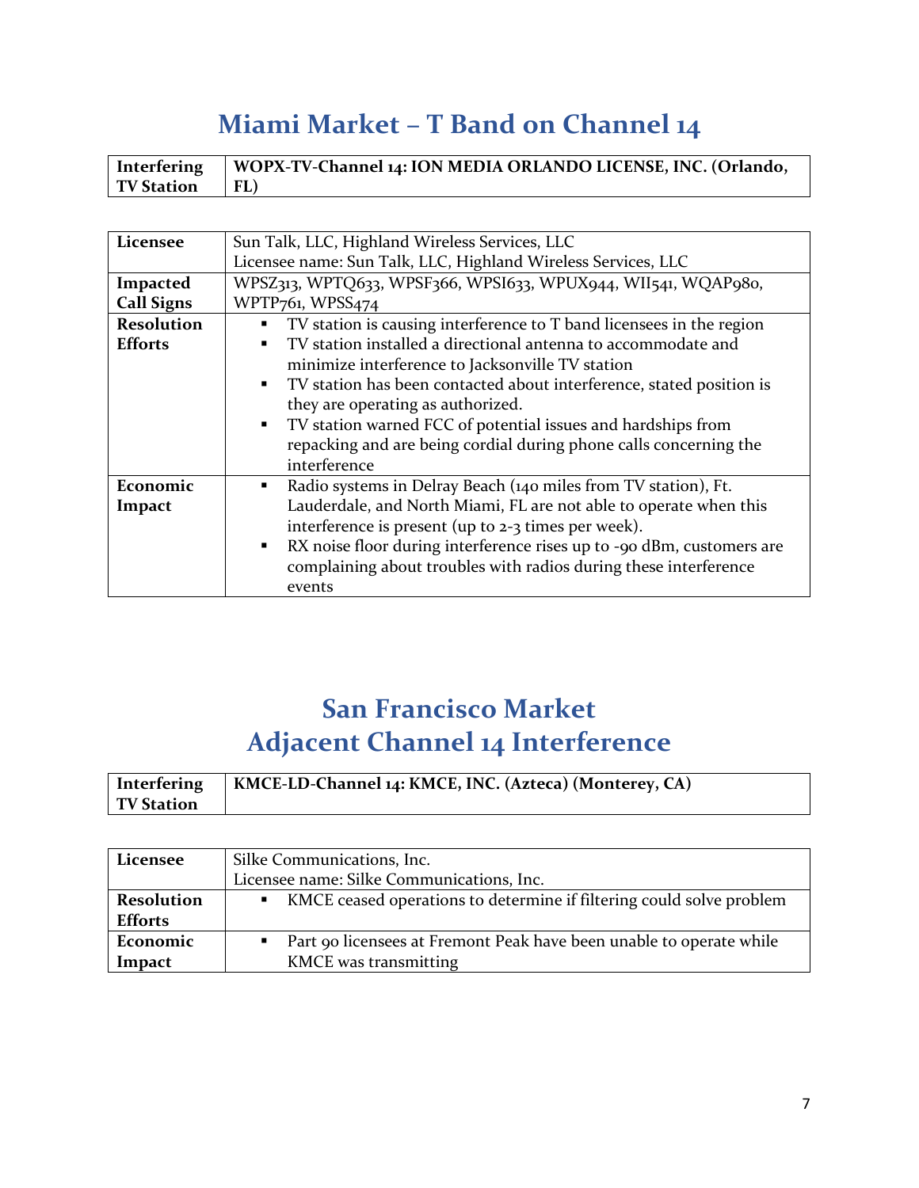# Miami Market – T Band on Channel 14

| Interfering TV Station | WOPX-TV-Channel 14: ION MEDIA ORLANDO LICENSE, INC. (Orlando, FL) |
|---|---|

| Licensee | Sun Talk, LLC, Highland Wireless Services, LLC<br>Licensee name: Sun Talk, LLC, Highland Wireless Services, LLC |
|---|---|
| Impacted Call Signs | WPSZ313, WPTQ633, WPSF366, WPSI633, WPUX944, WII541, WQAP980, WPTP761, WPSS474 |
| Resolution Efforts | ▪ TV station is causing interference to T band licensees in the region<br>▪ TV station installed a directional antenna to accommodate and minimize interference to Jacksonville TV station<br>▪ TV station has been contacted about interference, stated position is they are operating as authorized.<br>▪ TV station warned FCC of potential issues and hardships from repacking and are being cordial during phone calls concerning the interference |
| Economic Impact | ▪ Radio systems in Delray Beach (140 miles from TV station), Ft. Lauderdale, and North Miami, FL are not able to operate when this interference is present (up to 2-3 times per week).<br>▪ RX noise floor during interference rises up to -90 dBm, customers are complaining about troubles with radios during these interference events |

# San Francisco Market
# Adjacent Channel 14 Interference

| Interfering TV Station | KMCE-LD-Channel 14: KMCE, INC. (Azteca) (Monterey, CA) |
|---|---|

| Licensee | Silke Communications, Inc.<br>Licensee name: Silke Communications, Inc. |
|---|---|
| Resolution Efforts | ▪ KMCE ceased operations to determine if filtering could solve problem |
| Economic Impact | ▪ Part 90 licensees at Fremont Peak have been unable to operate while KMCE was transmitting |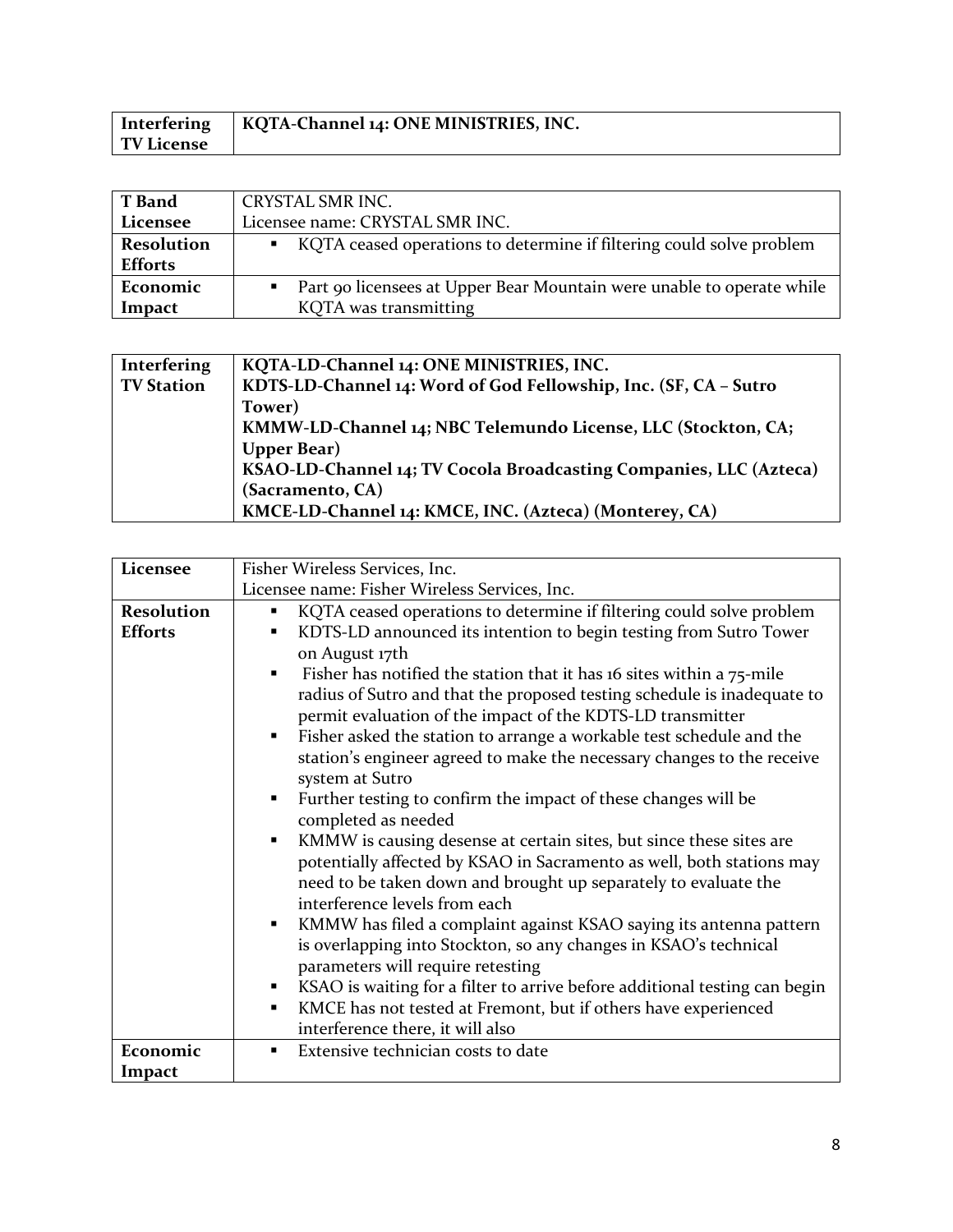| **Interfering TV License** | **KQTA-Channel 14: ONE MINISTRIES, INC.** |
|---|---|

| **T Band Licensee** | CRYSTAL SMR INC.<br>Licensee name: CRYSTAL SMR INC. |
|---|---|
| **Resolution Efforts** | ▪ KQTA ceased operations to determine if filtering could solve problem |
| **Economic Impact** | ▪ Part 90 licensees at Upper Bear Mountain were unable to operate while KQTA was transmitting |

| **Interfering TV Station** | **KQTA-LD-Channel 14: ONE MINISTRIES, INC.**<br>**KDTS-LD-Channel 14: Word of God Fellowship, Inc. (SF, CA – Sutro Tower)**<br>**KMMW-LD-Channel 14; NBC Telemundo License, LLC (Stockton, CA; Upper Bear)**<br>**KSAO-LD-Channel 14; TV Cocola Broadcasting Companies, LLC (Azteca) (Sacramento, CA)**<br>**KMCE-LD-Channel 14: KMCE, INC. (Azteca) (Monterey, CA)** |
|---|---|

| **Licensee** | Fisher Wireless Services, Inc.<br>Licensee name: Fisher Wireless Services, Inc. |
|---|---|
| **Resolution Efforts** | ▪ KQTA ceased operations to determine if filtering could solve problem<br>▪ KDTS-LD announced its intention to begin testing from Sutro Tower on August 17th<br>▪ Fisher has notified the station that it has 16 sites within a 75-mile radius of Sutro and that the proposed testing schedule is inadequate to permit evaluation of the impact of the KDTS-LD transmitter<br>▪ Fisher asked the station to arrange a workable test schedule and the station's engineer agreed to make the necessary changes to the receive system at Sutro<br>▪ Further testing to confirm the impact of these changes will be completed as needed<br>▪ KMMW is causing desense at certain sites, but since these sites are potentially affected by KSAO in Sacramento as well, both stations may need to be taken down and brought up separately to evaluate the interference levels from each<br>▪ KMMW has filed a complaint against KSAO saying its antenna pattern is overlapping into Stockton, so any changes in KSAO's technical parameters will require retesting<br>▪ KSAO is waiting for a filter to arrive before additional testing can begin<br>▪ KMCE has not tested at Fremont, but if others have experienced interference there, it will also |
| **Economic Impact** | ▪ Extensive technician costs to date |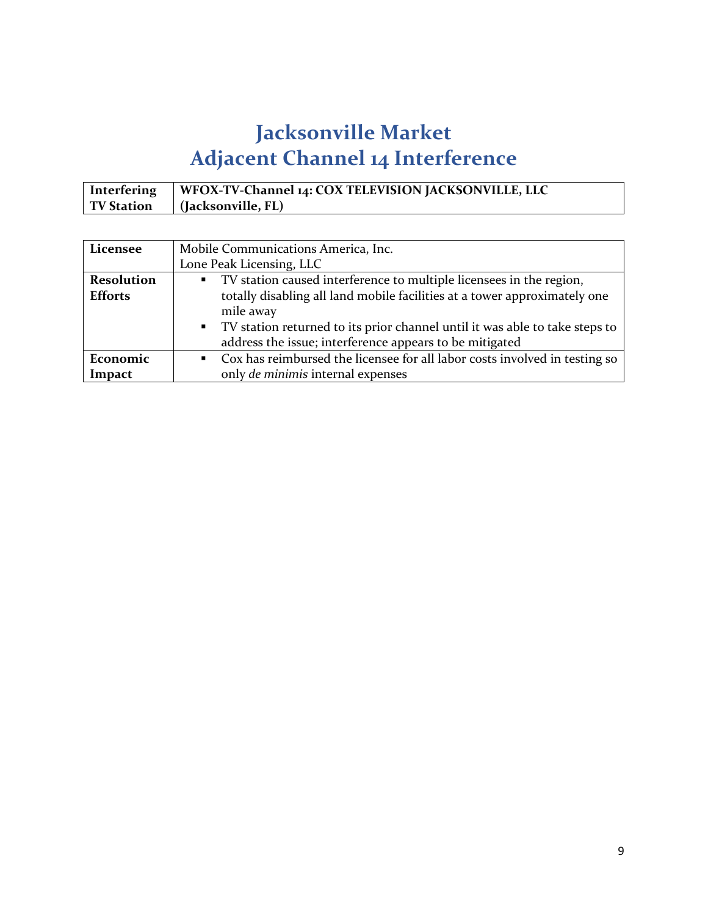# Jacksonville Market
# Adjacent Channel 14 Interference

| | |
|---|---|
| **Interfering TV Station** | **WFOX-TV-Channel 14: COX TELEVISION JACKSONVILLE, LLC (Jacksonville, FL)** |

| | |
|---|---|
| **Licensee** | Mobile Communications America, Inc.<br>Lone Peak Licensing, LLC |
| **Resolution Efforts** | ▪ TV station caused interference to multiple licensees in the region, totally disabling all land mobile facilities at a tower approximately one mile away<br>▪ TV station returned to its prior channel until it was able to take steps to address the issue; interference appears to be mitigated |
| **Economic Impact** | ▪ Cox has reimbursed the licensee for all labor costs involved in testing so only *de minimis* internal expenses |